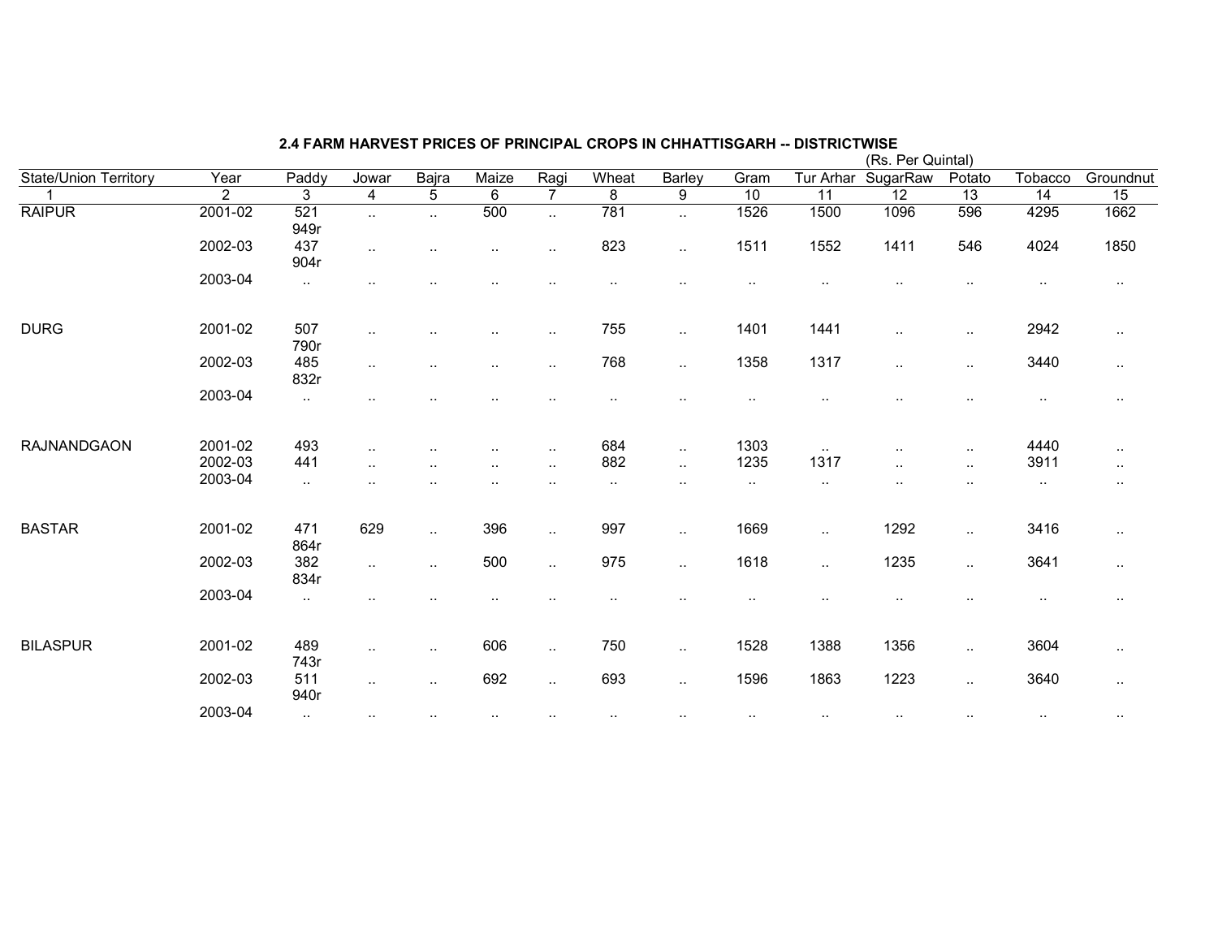### 2.4 FARM HARVEST PRICES OF PRINCIPAL CROPS IN CHHATTISGARH -- DISTRICTWISE

(Rs. Per Quintal)

| State/Union Territory | Year | Paddy | Jowar | Bajra | Maize | Ragi | Wheat | Barley | Gram | Tur Arhar | SugarRaw | Potato | Tobacco | Groundnut |
|---|---|---|---|---|---|---|---|---|---|---|---|---|---|---|
| 1 | 2 | 3 | 4 | 5 | 6 | 7 | 8 | 9 | 10 | 11 | 12 | 13 | 14 | 15 |
| RAIPUR | 2001-02 | 521 | .. | .. | 500 | .. | 781 | .. | 1526 | 1500 | 1096 | 596 | 4295 | 1662 |
| | | 949r | | | | | | | | | | | | |
| | 2002-03 | 437 | .. | .. | .. | .. | 823 | .. | 1511 | 1552 | 1411 | 546 | 4024 | 1850 |
| | | 904r | | | | | | | | | | | | |
| | 2003-04 | .. | .. | .. | .. | .. | .. | .. | .. | .. | .. | .. | .. | .. |
| DURG | 2001-02 | 507 | .. | .. | .. | .. | 755 | .. | 1401 | 1441 | .. | .. | 2942 | .. |
| | | 790r | | | | | | | | | | | | |
| | 2002-03 | 485 | .. | .. | .. | .. | 768 | .. | 1358 | 1317 | .. | .. | 3440 | .. |
| | | 832r | | | | | | | | | | | | |
| | 2003-04 | .. | .. | .. | .. | .. | .. | .. | .. | .. | .. | .. | .. | .. |
| RAJNANDGAON | 2001-02 | 493 | .. | .. | .. | .. | 684 | .. | 1303 | .. | .. | .. | 4440 | .. |
| | 2002-03 | 441 | .. | .. | .. | .. | 882 | .. | 1235 | 1317 | .. | .. | 3911 | .. |
| | 2003-04 | .. | .. | .. | .. | .. | .. | .. | .. | .. | .. | .. | .. | .. |
| BASTAR | 2001-02 | 471 | 629 | .. | 396 | .. | 997 | .. | 1669 | .. | 1292 | .. | 3416 | .. |
| | | 864r | | | | | | | | | | | | |
| | 2002-03 | 382 | .. | .. | 500 | .. | 975 | .. | 1618 | .. | 1235 | .. | 3641 | .. |
| | | 834r | | | | | | | | | | | | |
| | 2003-04 | .. | .. | .. | .. | .. | .. | .. | .. | .. | .. | .. | .. | .. |
| BILASPUR | 2001-02 | 489 | .. | .. | 606 | .. | 750 | .. | 1528 | 1388 | 1356 | .. | 3604 | .. |
| | | 743r | | | | | | | | | | | | |
| | 2002-03 | 511 | .. | .. | 692 | .. | 693 | .. | 1596 | 1863 | 1223 | .. | 3640 | .. |
| | | 940r | | | | | | | | | | | | |
| | 2003-04 | .. | .. | .. | .. | .. | .. | .. | .. | .. | .. | .. | .. | .. |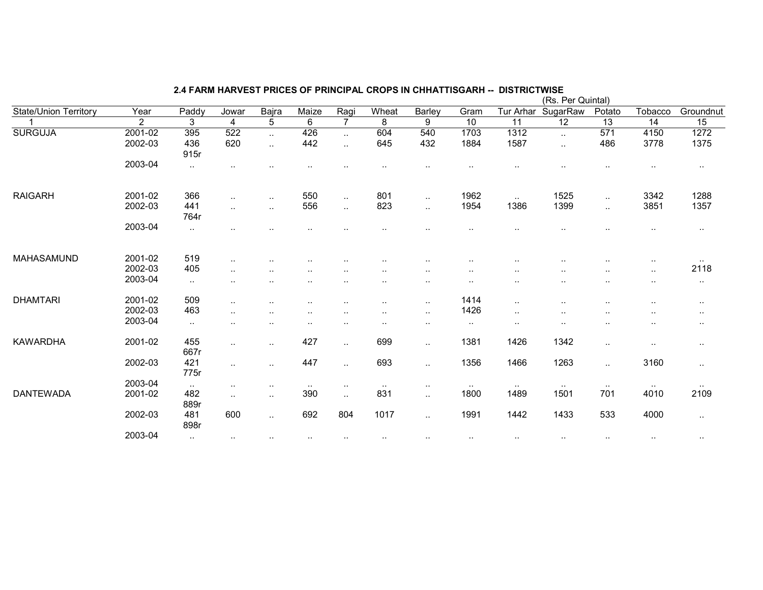## 2.4 FARM HARVEST PRICES OF PRINCIPAL CROPS IN CHHATTISGARH -- DISTRICTWISE

(Rs. Per Quintal)

| State/Union Territory | Year | Paddy | Jowar | Bajra | Maize | Ragi | Wheat | Barley | Gram | Tur Arhar | SugarRaw | Potato | Tobacco | Groundnut |
|---|---|---|---|---|---|---|---|---|---|---|---|---|---|---|
| 1 | 2 | 3 | 4 | 5 | 6 | 7 | 8 | 9 | 10 | 11 | 12 | 13 | 14 | 15 |
| SURGUJA | 2001-02 | 395 | 522 | .. | 426 | .. | 604 | 540 | 1703 | 1312 | .. | 571 | 4150 | 1272 |
| | 2002-03 | 436<br>915r | 620 | .. | 442 | .. | 645 | 432 | 1884 | 1587 | .. | 486 | 3778 | 1375 |
| | 2003-04 | .. | .. | .. | .. | .. | .. | .. | .. | .. | .. | .. | .. | .. |
| RAIGARH | 2001-02 | 366 | .. | .. | 550 | .. | 801 | .. | 1962 | .. | 1525 | .. | 3342 | 1288 |
| | 2002-03 | 441<br>764r | .. | .. | 556 | .. | 823 | .. | 1954 | 1386 | 1399 | .. | 3851 | 1357 |
| | 2003-04 | .. | .. | .. | .. | .. | .. | .. | .. | .. | .. | .. | .. | .. |
| MAHASAMUND | 2001-02 | 519 | .. | .. | .. | .. | .. | .. | .. | .. | .. | .. | .. | .. |
| | 2002-03 | 405 | .. | .. | .. | .. | .. | .. | .. | .. | .. | .. | .. | 2118 |
| | 2003-04 | .. | .. | .. | .. | .. | .. | .. | .. | .. | .. | .. | .. | .. |
| DHAMTARI | 2001-02 | 509 | .. | .. | .. | .. | .. | .. | 1414 | .. | .. | .. | .. | .. |
| | 2002-03 | 463 | .. | .. | .. | .. | .. | .. | 1426 | .. | .. | .. | .. | .. |
| | 2003-04 | .. | .. | .. | .. | .. | .. | .. | .. | .. | .. | .. | .. | .. |
| KAWARDHA | 2001-02 | 455<br>667r | .. | .. | 427 | .. | 699 | .. | 1381 | 1426 | 1342 | .. | .. | .. |
| | 2002-03 | 421<br>775r | .. | .. | 447 | .. | 693 | .. | 1356 | 1466 | 1263 | .. | 3160 | .. |
| | 2003-04 | .. | .. | .. | .. | .. | .. | .. | .. | .. | .. | .. | .. | .. |
| DANTEWADA | 2001-02 | 482<br>889r | .. | .. | 390 | .. | 831 | .. | 1800 | 1489 | 1501 | 701 | 4010 | 2109 |
| | 2002-03 | 481<br>898r | 600 | .. | 692 | 804 | 1017 | .. | 1991 | 1442 | 1433 | 533 | 4000 | .. |
| | 2003-04 | .. | .. | .. | .. | .. | .. | .. | .. | .. | .. | .. | .. | .. |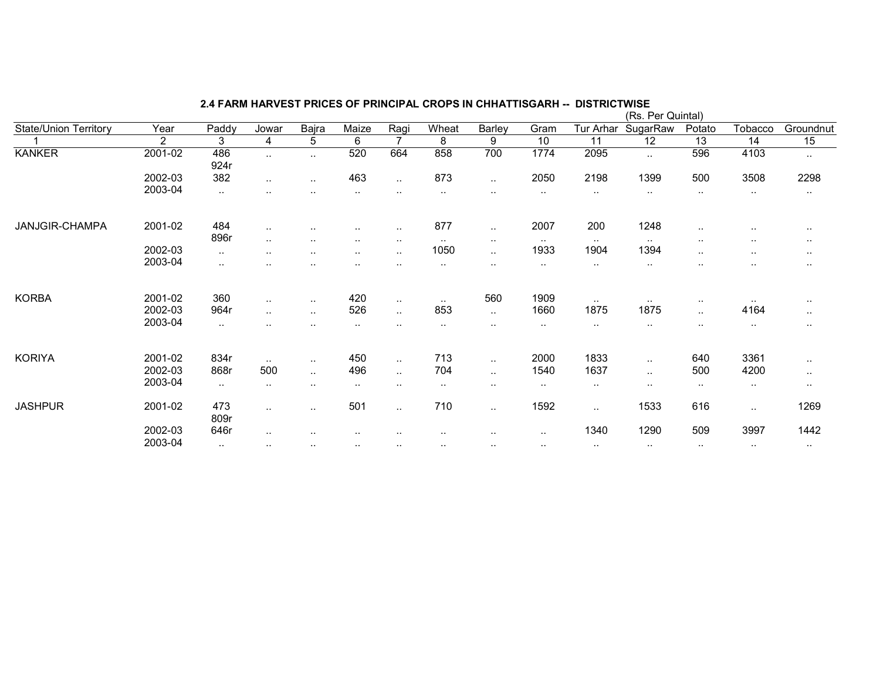## 2.4 FARM HARVEST PRICES OF PRINCIPAL CROPS IN CHHATTISGARH -- DISTRICTWISE

(Rs. Per Quintal)

| State/Union Territory | Year | Paddy | Jowar | Bajra | Maize | Ragi | Wheat | Barley | Gram | Tur Arhar | SugarRaw | Potato | Tobacco | Groundnut |
|---|---|---|---|---|---|---|---|---|---|---|---|---|---|---|
| 1 | 2 | 3 | 4 | 5 | 6 | 7 | 8 | 9 | 10 | 11 | 12 | 13 | 14 | 15 |
| KANKER | 2001-02 | 486 | .. | .. | 520 | 664 | 858 | 700 | 1774 | 2095 | .. | 596 | 4103 | .. |
| | | 924r | | | | | | | | | | | | |
| | 2002-03 | 382 | .. | .. | 463 | .. | 873 | .. | 2050 | 2198 | 1399 | 500 | 3508 | 2298 |
| | 2003-04 | .. | .. | .. | .. | .. | .. | .. | .. | .. | .. | .. | .. | .. |
| JANJGIR-CHAMPA | 2001-02 | 484 | .. | .. | .. | .. | 877 | .. | 2007 | 200 | 1248 | .. | .. | .. |
| | | 896r | .. | .. | .. | .. | .. | .. | .. | .. | .. | .. | .. | .. |
| | 2002-03 | .. | .. | .. | .. | .. | 1050 | .. | 1933 | 1904 | 1394 | .. | .. | .. |
| | 2003-04 | .. | .. | .. | .. | .. | .. | .. | .. | .. | .. | .. | .. | .. |
| KORBA | 2001-02 | 360 | .. | .. | 420 | .. | .. | 560 | 1909 | .. | .. | .. | .. | .. |
| | 2002-03 | 964r | .. | .. | 526 | .. | 853 | .. | 1660 | 1875 | 1875 | .. | 4164 | .. |
| | 2003-04 | .. | .. | .. | .. | .. | .. | .. | .. | .. | .. | .. | .. | .. |
| KORIYA | 2001-02 | 834r | .. | .. | 450 | .. | 713 | .. | 2000 | 1833 | .. | 640 | 3361 | .. |
| | 2002-03 | 868r | 500 | .. | 496 | .. | 704 | .. | 1540 | 1637 | .. | 500 | 4200 | .. |
| | 2003-04 | .. | .. | .. | .. | .. | .. | .. | .. | .. | .. | .. | .. | .. |
| JASHPUR | 2001-02 | 473 | .. | .. | 501 | .. | 710 | .. | 1592 | .. | 1533 | 616 | .. | 1269 |
| | | 809r | | | | | | | | | | | | |
| | 2002-03 | 646r | .. | .. | .. | .. | .. | .. | .. | 1340 | 1290 | 509 | 3997 | 1442 |
| | 2003-04 | .. | .. | .. | .. | .. | .. | .. | .. | .. | .. | .. | .. | .. |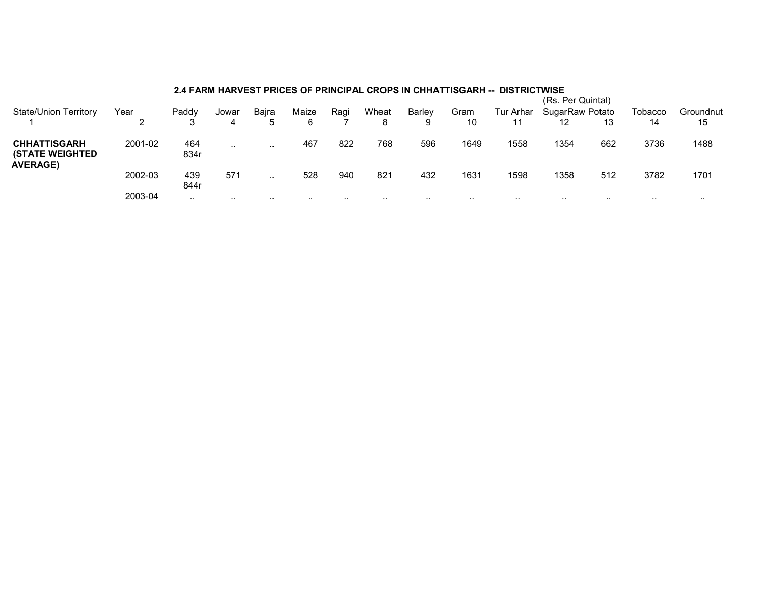## 2.4 FARM HARVEST PRICES OF PRINCIPAL CROPS IN CHHATTISGARH -- DISTRICTWISE

(Rs. Per Quintal)

| State/Union Territory | Year | Paddy | Jowar | Bajra | Maize | Ragi | Wheat | Barley | Gram | Tur Arhar | SugarRaw | Potato | Tobacco | Groundnut |
|---|---|---|---|---|---|---|---|---|---|---|---|---|---|---|
| 1 | 2 | 3 | 4 | 5 | 6 | 7 | 8 | 9 | 10 | 11 | 12 | 13 | 14 | 15 |
| **CHHATTISGARH (STATE WEIGHTED AVERAGE)** | 2001-02 | 464 834r | .. | .. | 467 | 822 | 768 | 596 | 1649 | 1558 | 1354 | 662 | 3736 | 1488 |
| | 2002-03 | 439 844r | 571 | .. | 528 | 940 | 821 | 432 | 1631 | 1598 | 1358 | 512 | 3782 | 1701 |
| | 2003-04 | .. | .. | .. | .. | .. | .. | .. | .. | .. | .. | .. | .. | .. |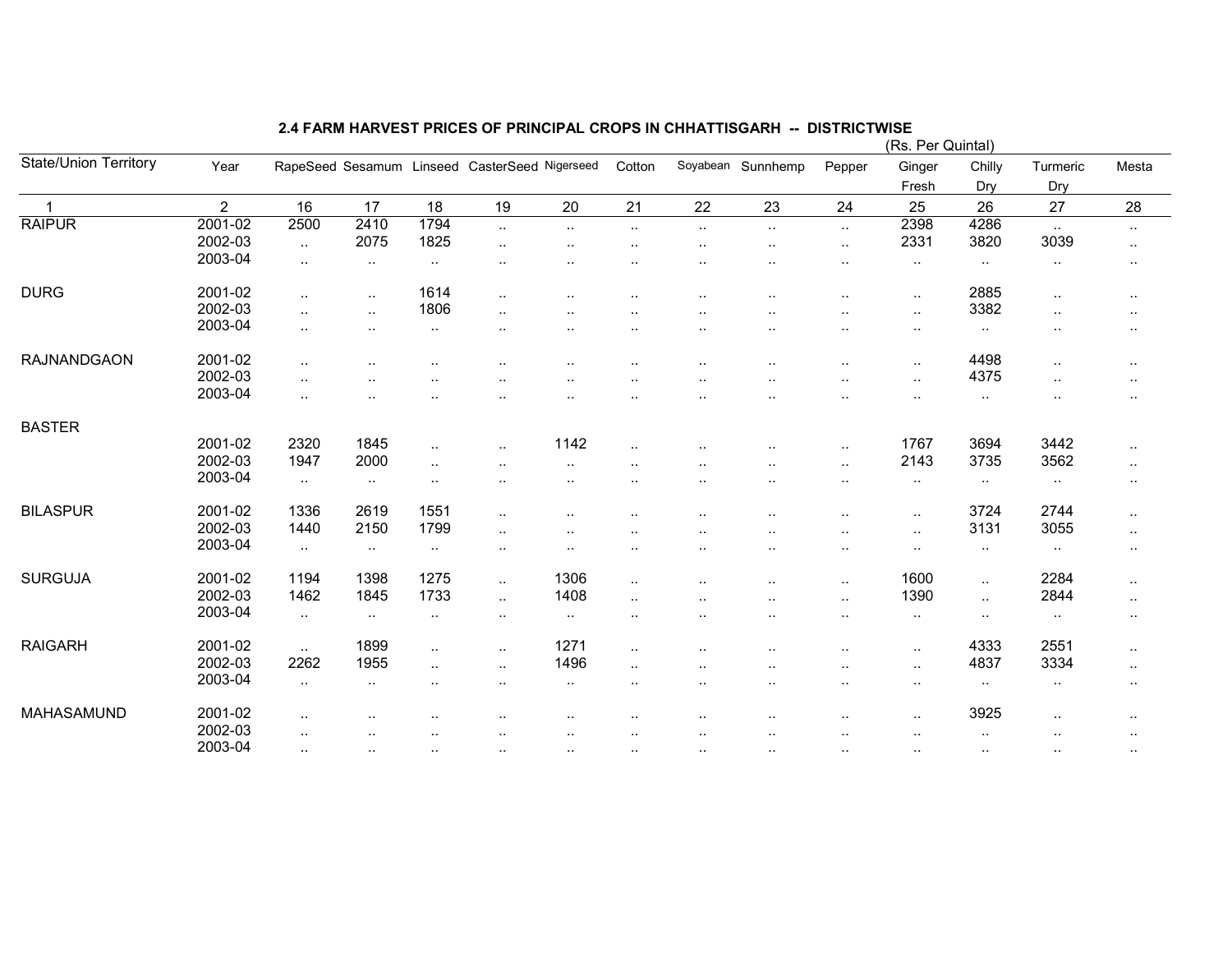## 2.4 FARM HARVEST PRICES OF PRINCIPAL CROPS IN CHHATTISGARH -- DISTRICTWISE

(Rs. Per Quintal)

| State/Union Territory | Year | RapeSeed | Sesamum | Linseed | CasterSeed | Nigerseed | Cotton | Soyabean | Sunnhemp | Pepper | Ginger Fresh | Chilly Dry | Turmeric Dry | Mesta |
|---|---|---|---|---|---|---|---|---|---|---|---|---|---|---|
| 1 | 2 | 16 | 17 | 18 | 19 | 20 | 21 | 22 | 23 | 24 | 25 | 26 | 27 | 28 |
| RAIPUR | 2001-02 | 2500 | 2410 | 1794 | .. | .. | .. | .. | .. | .. | 2398 | 4286 | .. | .. |
| | 2002-03 | .. | 2075 | 1825 | .. | .. | .. | .. | .. | .. | 2331 | 3820 | 3039 | .. |
| | 2003-04 | .. | .. | .. | .. | .. | .. | .. | .. | .. | .. | .. | .. | .. |
| DURG | 2001-02 | .. | .. | 1614 | .. | .. | .. | .. | .. | .. | .. | 2885 | .. | .. |
| | 2002-03 | .. | .. | 1806 | .. | .. | .. | .. | .. | .. | .. | 3382 | .. | .. |
| | 2003-04 | .. | .. | .. | .. | .. | .. | .. | .. | .. | .. | .. | .. | .. |
| RAJNANDGAON | 2001-02 | .. | .. | .. | .. | .. | .. | .. | .. | .. | .. | 4498 | .. | .. |
| | 2002-03 | .. | .. | .. | .. | .. | .. | .. | .. | .. | .. | 4375 | .. | .. |
| | 2003-04 | .. | .. | .. | .. | .. | .. | .. | .. | .. | .. | .. | .. | .. |
| BASTER | | | | | | | | | | | | | | |
| | 2001-02 | 2320 | 1845 | .. | .. | 1142 | .. | .. | .. | .. | 1767 | 3694 | 3442 | .. |
| | 2002-03 | 1947 | 2000 | .. | .. | .. | .. | .. | .. | .. | 2143 | 3735 | 3562 | .. |
| | 2003-04 | .. | .. | .. | .. | .. | .. | .. | .. | .. | .. | .. | .. | .. |
| BILASPUR | 2001-02 | 1336 | 2619 | 1551 | .. | .. | .. | .. | .. | .. | .. | 3724 | 2744 | .. |
| | 2002-03 | 1440 | 2150 | 1799 | .. | .. | .. | .. | .. | .. | .. | 3131 | 3055 | .. |
| | 2003-04 | .. | .. | .. | .. | .. | .. | .. | .. | .. | .. | .. | .. | .. |
| SURGUJA | 2001-02 | 1194 | 1398 | 1275 | .. | 1306 | .. | .. | .. | .. | 1600 | .. | 2284 | .. |
| | 2002-03 | 1462 | 1845 | 1733 | .. | 1408 | .. | .. | .. | .. | 1390 | .. | 2844 | .. |
| | 2003-04 | .. | .. | .. | .. | .. | .. | .. | .. | .. | .. | .. | .. | .. |
| RAIGARH | 2001-02 | .. | 1899 | .. | .. | 1271 | .. | .. | .. | .. | .. | 4333 | 2551 | .. |
| | 2002-03 | 2262 | 1955 | .. | .. | 1496 | .. | .. | .. | .. | .. | 4837 | 3334 | .. |
| | 2003-04 | .. | .. | .. | .. | .. | .. | .. | .. | .. | .. | .. | .. | .. |
| MAHASAMUND | 2001-02 | .. | .. | .. | .. | .. | .. | .. | .. | .. | .. | 3925 | .. | .. |
| | 2002-03 | .. | .. | .. | .. | .. | .. | .. | .. | .. | .. | .. | .. | .. |
| | 2003-04 | .. | .. | .. | .. | .. | .. | .. | .. | .. | .. | .. | .. | .. |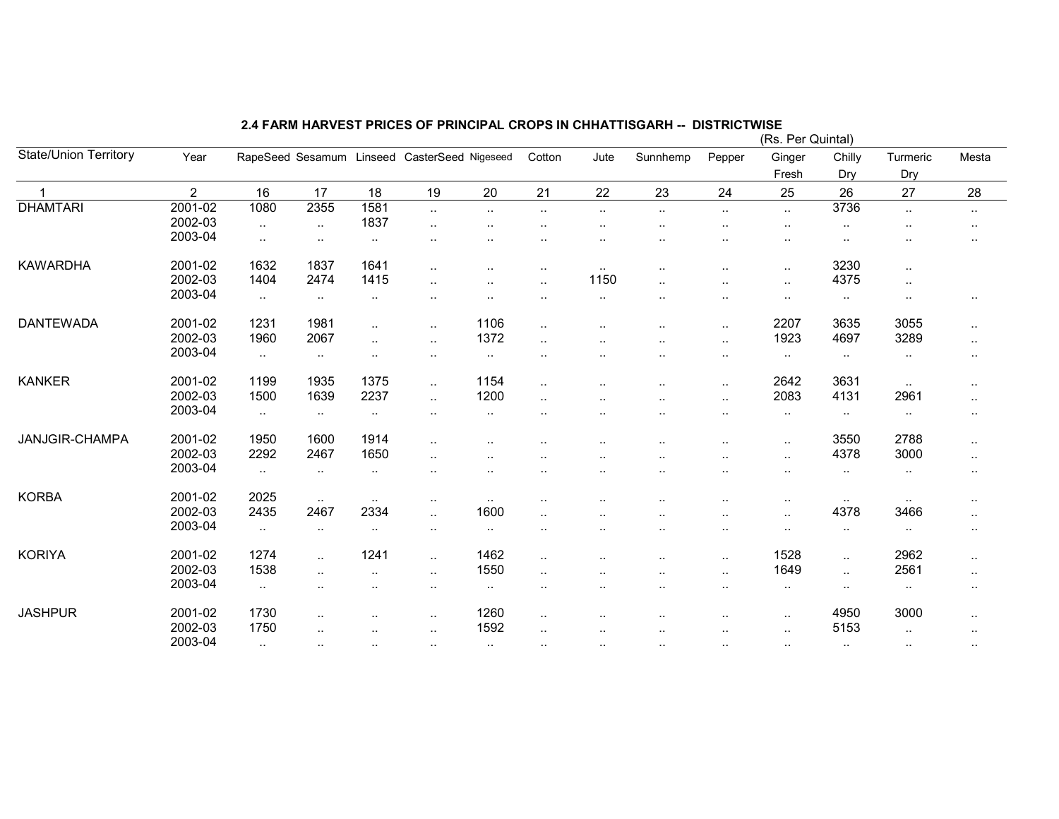## 2.4 FARM HARVEST PRICES OF PRINCIPAL CROPS IN CHHATTISGARH -- DISTRICTWISE

(Rs. Per Quintal)

| State/Union Territory | Year | RapeSeed | Sesamum | Linseed | CasterSeed | Nigeseed | Cotton | Jute | Sunnhemp | Pepper | Ginger Fresh | Chilly Dry | Turmeric Dry | Mesta |
|---|---|---|---|---|---|---|---|---|---|---|---|---|---|---|
| 1 | 2 | 16 | 17 | 18 | 19 | 20 | 21 | 22 | 23 | 24 | 25 | 26 | 27 | 28 |
| DHAMTARI | 2001-02 | 1080 | 2355 | 1581 | .. | .. | .. | .. | .. | .. | .. | 3736 | .. | .. |
| | 2002-03 | .. | .. | 1837 | .. | .. | .. | .. | .. | .. | .. | .. | .. | .. |
| | 2003-04 | .. | .. | .. | .. | .. | .. | .. | .. | .. | .. | .. | .. | .. |
| KAWARDHA | 2001-02 | 1632 | 1837 | 1641 | .. | .. | .. | .. | .. | .. | .. | 3230 | .. | |
| | 2002-03 | 1404 | 2474 | 1415 | .. | .. | .. | 1150 | .. | .. | .. | 4375 | .. | |
| | 2003-04 | .. | .. | .. | .. | .. | .. | .. | .. | .. | .. | .. | .. | .. |
| DANTEWADA | 2001-02 | 1231 | 1981 | .. | .. | 1106 | .. | .. | .. | .. | 2207 | 3635 | 3055 | .. |
| | 2002-03 | 1960 | 2067 | .. | .. | 1372 | .. | .. | .. | .. | 1923 | 4697 | 3289 | .. |
| | 2003-04 | .. | .. | .. | .. | .. | .. | .. | .. | .. | .. | .. | .. | .. |
| KANKER | 2001-02 | 1199 | 1935 | 1375 | .. | 1154 | .. | .. | .. | .. | 2642 | 3631 | .. | .. |
| | 2002-03 | 1500 | 1639 | 2237 | .. | 1200 | .. | .. | .. | .. | 2083 | 4131 | 2961 | .. |
| | 2003-04 | .. | .. | .. | .. | .. | .. | .. | .. | .. | .. | .. | .. | .. |
| JANJGIR-CHAMPA | 2001-02 | 1950 | 1600 | 1914 | .. | .. | .. | .. | .. | .. | .. | 3550 | 2788 | .. |
| | 2002-03 | 2292 | 2467 | 1650 | .. | .. | .. | .. | .. | .. | .. | 4378 | 3000 | .. |
| | 2003-04 | .. | .. | .. | .. | .. | .. | .. | .. | .. | .. | .. | .. | .. |
| KORBA | 2001-02 | 2025 | .. | .. | .. | .. | .. | .. | .. | .. | .. | .. | .. | .. |
| | 2002-03 | 2435 | 2467 | 2334 | .. | 1600 | .. | .. | .. | .. | .. | 4378 | 3466 | .. |
| | 2003-04 | .. | .. | .. | .. | .. | .. | .. | .. | .. | .. | .. | .. | .. |
| KORIYA | 2001-02 | 1274 | .. | 1241 | .. | 1462 | .. | .. | .. | .. | 1528 | .. | 2962 | .. |
| | 2002-03 | 1538 | .. | .. | .. | 1550 | .. | .. | .. | .. | 1649 | .. | 2561 | .. |
| | 2003-04 | .. | .. | .. | .. | .. | .. | .. | .. | .. | .. | .. | .. | .. |
| JASHPUR | 2001-02 | 1730 | .. | .. | .. | 1260 | .. | .. | .. | .. | .. | 4950 | 3000 | .. |
| | 2002-03 | 1750 | .. | .. | .. | 1592 | .. | .. | .. | .. | .. | 5153 | .. | .. |
| | 2003-04 | .. | .. | .. | .. | .. | .. | .. | .. | .. | .. | .. | .. | .. |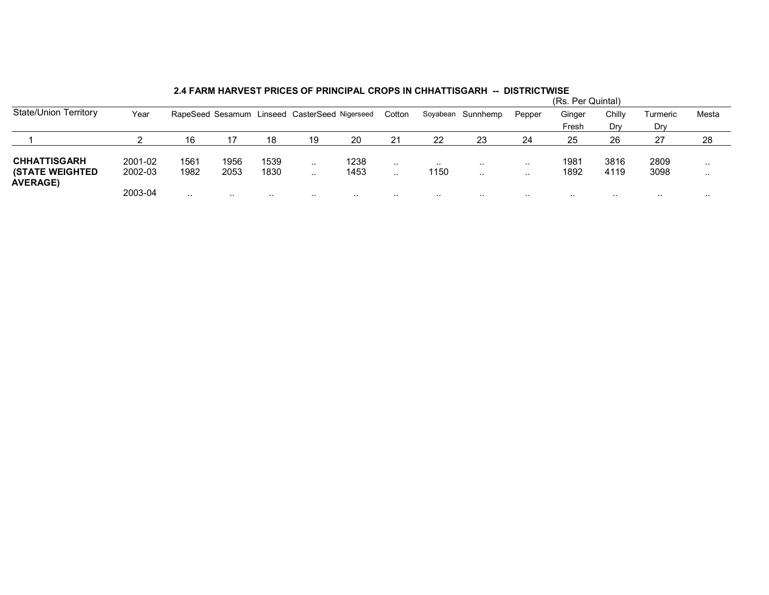## 2.4 FARM HARVEST PRICES OF PRINCIPAL CROPS IN CHHATTISGARH -- DISTRICTWISE

(Rs. Per Quintal)

| State/Union Territory | Year | RapeSeed | Sesamum | Linseed | CasterSeed | Nigerseed | Cotton | Soyabean | Sunnhemp | Pepper | Ginger Fresh | Chilly Dry | Turmeric Dry | Mesta |
|---|---|---|---|---|---|---|---|---|---|---|---|---|---|---|
| 1 | 2 | 16 | 17 | 18 | 19 | 20 | 21 | 22 | 23 | 24 | 25 | 26 | 27 | 28 |
| **CHHATTISGARH (STATE WEIGHTED AVERAGE)** | 2001-02 | 1561 | 1956 | 1539 | .. | 1238 | .. | .. | .. | .. | 1981 | 3816 | 2809 | .. |
| | 2002-03 | 1982 | 2053 | 1830 | .. | 1453 | .. | 1150 | .. | .. | 1892 | 4119 | 3098 | .. |
| | 2003-04 | .. | .. | .. | .. | .. | .. | .. | .. | .. | .. | .. | .. | .. |